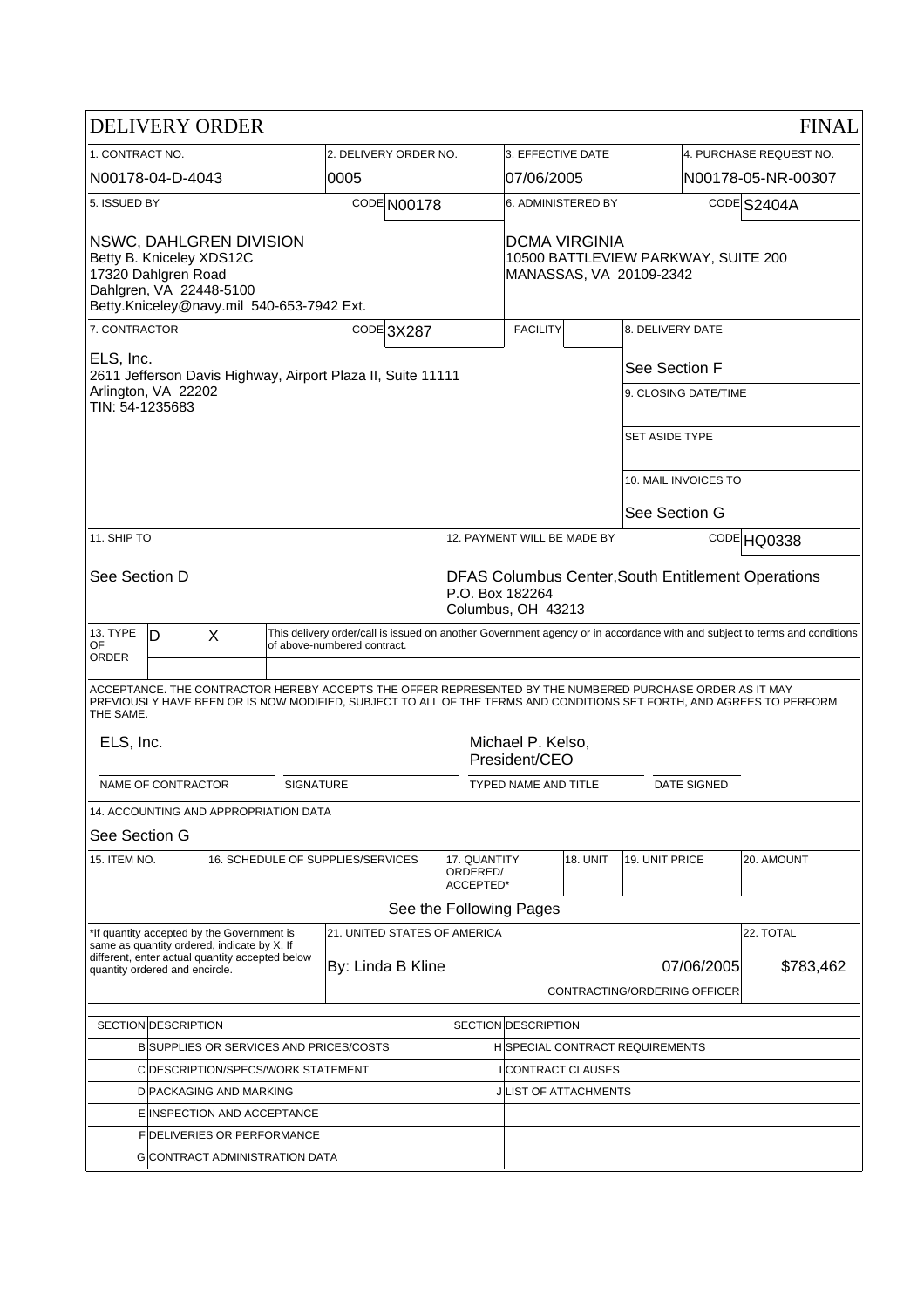# DELIVERY ORDER

FINAL

| 1. CONTRACT NO. | 2. DELIVERY ORDER NO. | 3. EFFECTIVE DATE | 4. PURCHASE REQUEST NO. |
|---|---|---|---|
| N00178-04-D-4043 | 0005 | 07/06/2005 | N00178-05-NR-00307 |

| 5. ISSUED BY CODE N00178 | 6. ADMINISTERED BY CODE S2404A |
|---|---|
| NSWC, DAHLGREN DIVISION<br>Betty B. Kniceley XDS12C<br>17320 Dahlgren Road<br>Dahlgren, VA 22448-5100<br>Betty.Kniceley@navy.mil 540-653-7942 Ext. | DCMA VIRGINIA<br>10500 BATTLEVIEW PARKWAY, SUITE 200<br>MANASSAS, VA 20109-2342 |

| 7. CONTRACTOR CODE 3X287 | FACILITY | 8. DELIVERY DATE |
|---|---|---|
| ELS, Inc.<br>2611 Jefferson Davis Highway, Airport Plaza II, Suite 11111<br>Arlington, VA 22202<br>TIN: 54-1235683 | | See Section F |
| | | 9. CLOSING DATE/TIME |
| | | SET ASIDE TYPE |
| | | 10. MAIL INVOICES TO<br>See Section G |

| 11. SHIP TO | 12. PAYMENT WILL BE MADE BY CODE HQ0338 |
|---|---|
| See Section D | DFAS Columbus Center, South Entitlement Operations<br>P.O. Box 182264<br>Columbus, OH 43213 |

| 13. TYPE OF ORDER | | | |
|---|---|---|---|
| | D | X | This delivery order/call is issued on another Government agency or in accordance with and subject to terms and conditions of above-numbered contract. |
| | | | |

ACCEPTANCE. THE CONTRACTOR HEREBY ACCEPTS THE OFFER REPRESENTED BY THE NUMBERED PURCHASE ORDER AS IT MAY PREVIOUSLY HAVE BEEN OR IS NOW MODIFIED, SUBJECT TO ALL OF THE TERMS AND CONDITIONS SET FORTH, AND AGREES TO PERFORM THE SAME.

| NAME OF CONTRACTOR | SIGNATURE | TYPED NAME AND TITLE | DATE SIGNED |
|---|---|---|---|
| ELS, Inc. | | Michael P. Kelso, President/CEO | |

14. ACCOUNTING AND APPROPRIATION DATA

See Section G

| 15. ITEM NO. | 16. SCHEDULE OF SUPPLIES/SERVICES | 17. QUANTITY ORDERED/ ACCEPTED* | 18. UNIT | 19. UNIT PRICE | 20. AMOUNT |
|---|---|---|---|---|---|
| | | See the Following Pages | | | |

| *If quantity accepted by the Government is same as quantity ordered, indicate by X. If different, enter actual quantity accepted below quantity ordered and encircle. | 21. UNITED STATES OF AMERICA<br>By: Linda B Kline 07/06/2005<br>CONTRACTING/ORDERING OFFICER | 22. TOTAL<br>$783,462 |
|---|---|---|

| SECTION | DESCRIPTION | SECTION | DESCRIPTION |
|---|---|---|---|
| B | SUPPLIES OR SERVICES AND PRICES/COSTS | H | SPECIAL CONTRACT REQUIREMENTS |
| C | DESCRIPTION/SPECS/WORK STATEMENT | I | CONTRACT CLAUSES |
| D | PACKAGING AND MARKING | J | LIST OF ATTACHMENTS |
| E | INSPECTION AND ACCEPTANCE | | |
| F | DELIVERIES OR PERFORMANCE | | |
| G | CONTRACT ADMINISTRATION DATA | | |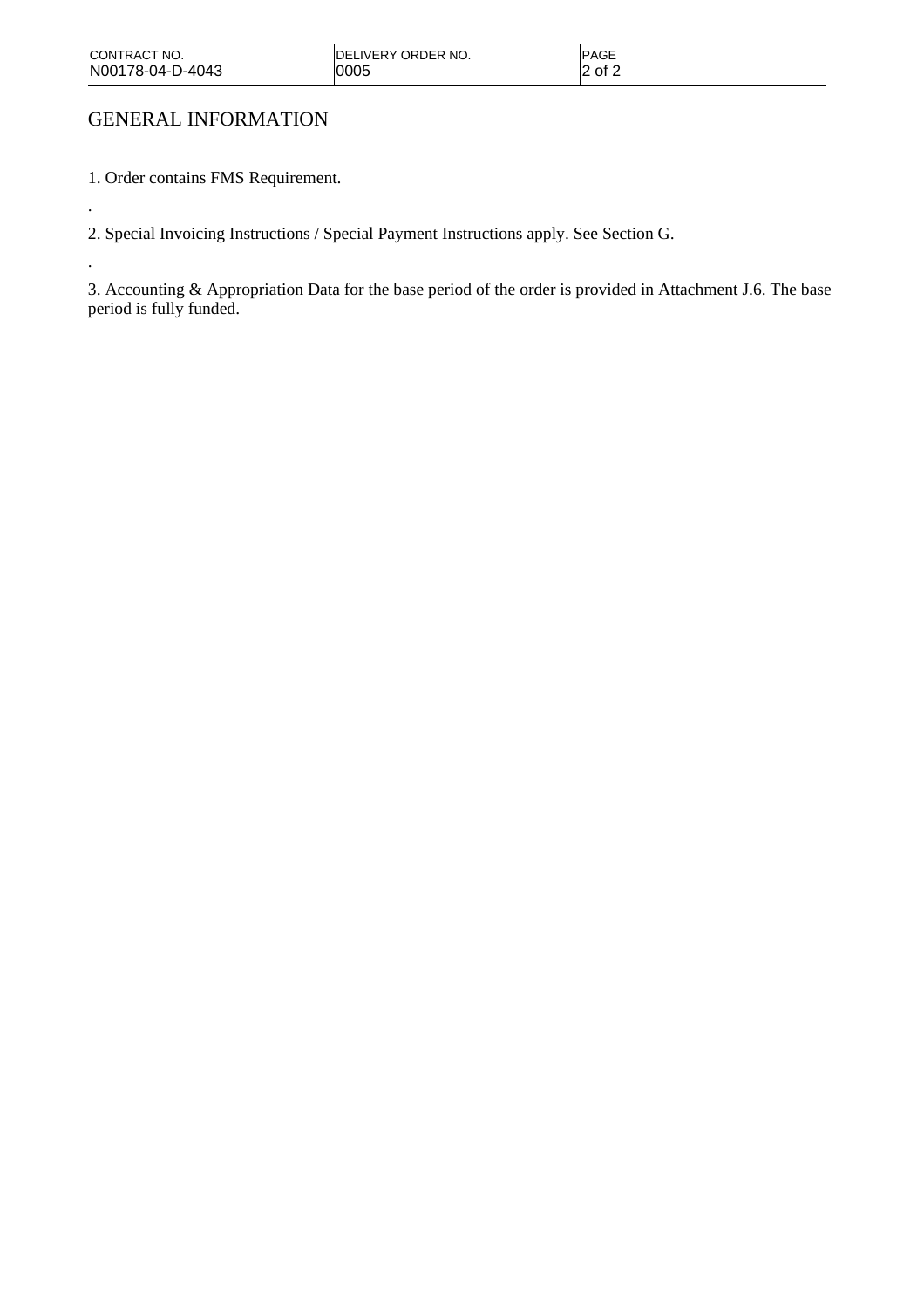# GENERAL INFORMATION

1. Order contains FMS Requirement.

.

2. Special Invoicing Instructions / Special Payment Instructions apply. See Section G.

.

3. Accounting & Appropriation Data for the base period of the order is provided in Attachment J.6. The base period is fully funded.